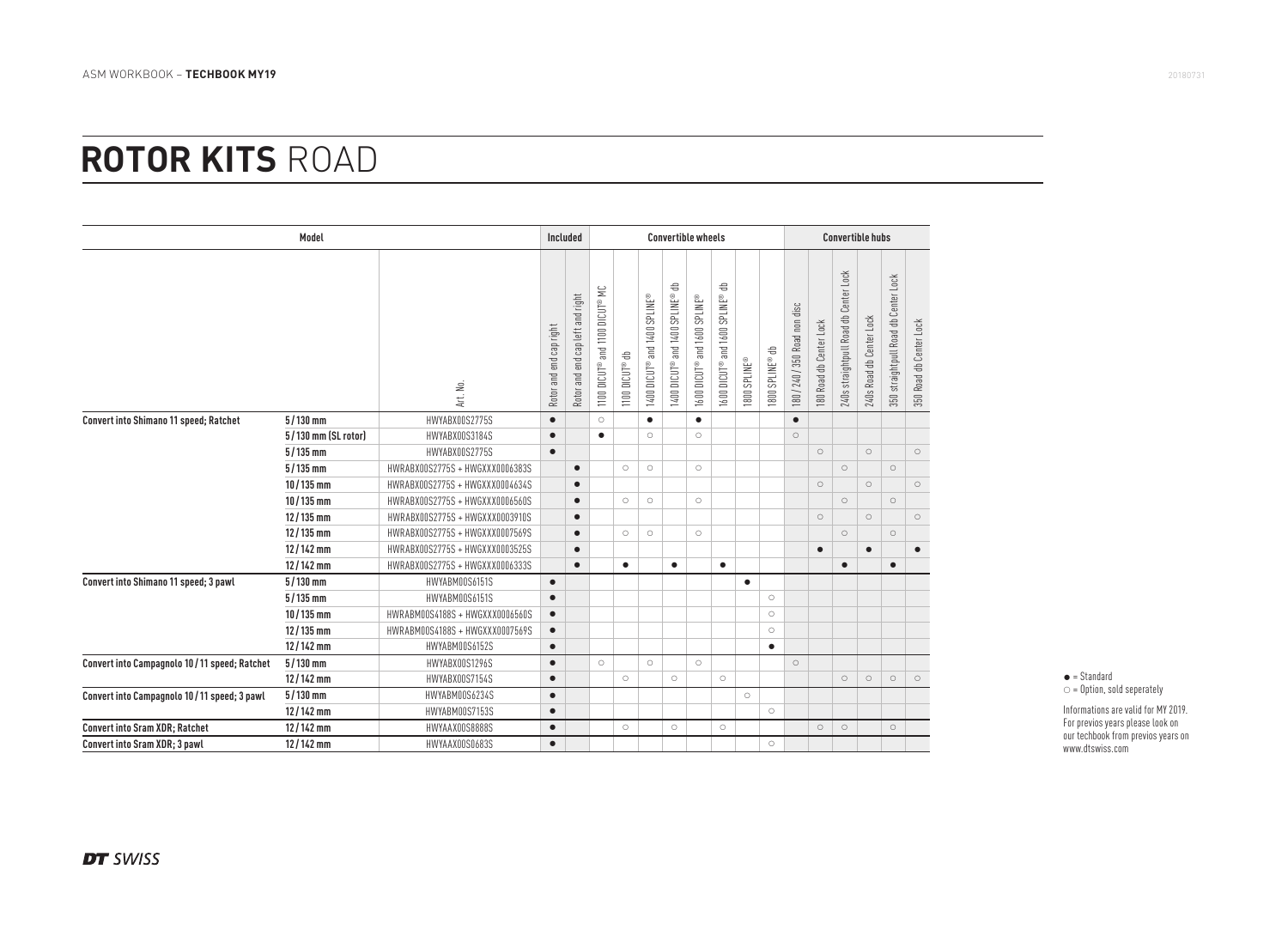# ROTOR KITS ROAD

| Model | | | Included | | Convertible wheels | | | | | | | | Convertible hubs | | | | | |
|---|---|---|---|---|---|---|---|---|---|---|---|---|---|---|---|---|---|---|
| | | Art. No. | Rotor and end cap right | Rotor and end cap left and right | 1100 DICUT® and 1100 DICUT® MC | 1100 DICUT® db | 1400 DICUT® and 1400 SPLINE® | 1400 DICUT® and 1400 SPLINE® db | 1600 DICUT® and 1600 SPLINE® | 1600 DICUT® and 1600 SPLINE® db | 1800 SPLINE® | 1800 SPLINE® db | 180 / 240 / 350 Road non disc | 180 Road db Center Lock | 240s straightpull Road db Center Lock | 240s Road db Center Lock | 350 straightpull Road db Center Lock | 350 Road db Center Lock |
| **Convert into Shimano 11 speed; Ratchet** | **5 / 130 mm** | HWYABX00S2775S | ● | | ○ | | ● | | ● | | | | ● | | | | | |
| | **5 / 130 mm (SL rotor)** | HWYABX00S3184S | ● | | ● | | ○ | | ○ | | | | ○ | | | | | |
| | **5 / 135 mm** | HWYABX00S2775S | ● | | | | | | | | | | | ○ | | ○ | | ○ |
| | **5 / 135 mm** | HWRABX00S2775S + HWGXXX0006383S | | ● | | ○ | | ○ | | ○ | | | | | ○ | | ○ | |
| | **10 / 135 mm** | HWRABX00S2775S + HWGXXX0004634S | | ● | | | | | | | | | | ○ | | ○ | | ○ |
| | **10 / 135 mm** | HWRABX00S2775S + HWGXXX0006560S | | ● | | ○ | | ○ | | ○ | | | | | ○ | | ○ | |
| | **12 / 135 mm** | HWRABX00S2775S + HWGXXX0003910S | | ● | | | | | | | | | | ○ | | ○ | | ○ |
| | **12 / 135 mm** | HWRABX00S2775S + HWGXXX0007569S | | ● | | ○ | | ○ | | ○ | | | | | ○ | | ○ | |
| | **12 / 142 mm** | HWRABX00S2775S + HWGXXX0003525S | | ● | | | | | | | | | | ● | | ● | | ● |
| | **12 / 142 mm** | HWRABX00S2775S + HWGXXX0006333S | | ● | | ● | | ● | | ● | | | | | ● | | ● | |
| **Convert into Shimano 11 speed; 3 pawl** | **5 / 130 mm** | HWYABM00S6151S | ● | | | | | | | | ● | | | | | | | |
| | **5 / 135 mm** | HWYABM00S6151S | ● | | | | | | | | | ○ | | | | | | |
| | **10 / 135 mm** | HWRABM00S4188S + HWGXXX0006560S | ● | | | | | | | | | ○ | | | | | | |
| | **12 / 135 mm** | HWRABM00S4188S + HWGXXX0007569S | ● | | | | | | | | | ○ | | | | | | |
| | **12 / 142 mm** | HWYABM00S6152S | ● | | | | | | | | | ● | | | | | | |
| **Convert into Campagnolo 10 / 11 speed; Ratchet** | **5 / 130 mm** | HWYABX00S1296S | ● | | ○ | | ○ | | ○ | | | | ○ | | | | | |
| | **12 / 142 mm** | HWYABX00S7154S | ● | | | ○ | | ○ | | ○ | | | | | ○ | ○ | ○ | ○ |
| **Convert into Campagnolo 10 / 11 speed; 3 pawl** | **5 / 130 mm** | HWYABM00S6234S | ● | | | | | | | | ○ | | | | | | | |
| | **12 / 142 mm** | HWYABM00S7153S | ● | | | | | | | | | ○ | | | | | | |
| **Convert into Sram XDR; Ratchet** | **12 / 142 mm** | HWYAAX00S8888S | ● | | | ○ | | ○ | | ○ | | | | ○ | ○ | | ○ | |
| **Convert into Sram XDR; 3 pawl** | **12 / 142 mm** | HWYAAX00S0683S | ● | | | | | | | | | ○ | | | | | | |

● = Standard
○ = Option, sold seperately

Informations are valid for MY 2019. For previos years please look on our techbook from previos years on www.dtswiss.com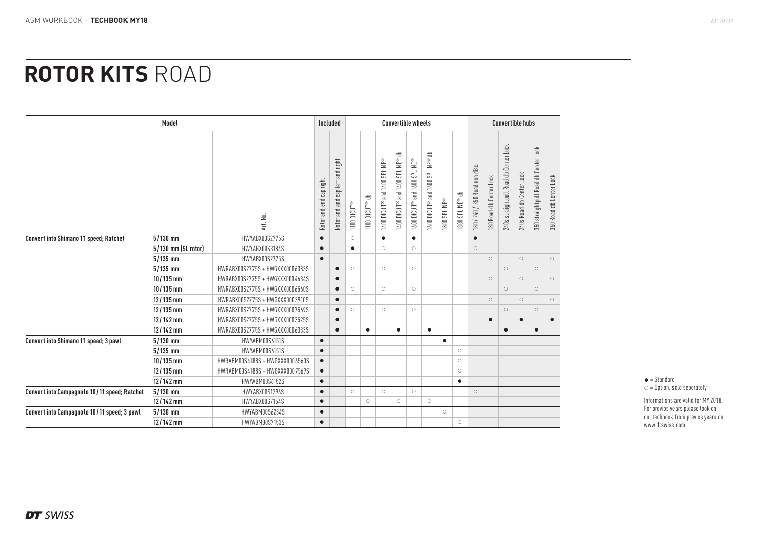# **ROTOR KITS** ROAD

| Model | | | Included | | Convertible wheels | | | | | | | | Convertible hubs | | | | | |
|---|---|---|---|---|---|---|---|---|---|---|---|---|---|---|---|---|---|---|
| | | Art. No. | Rotor and end cap right | Rotor and end cap left and right | 1100 DICUT® | 1100 DICUT® db | 1400 DICUT® and 1400 SPLINE® | 1400 DICUT® and 1400 SPLINE® db | 1600 DICUT® and 1600 SPLINE® | 1600 DICUT® and 1600 SPLINE® db | 1800 SPLINE® | 1800 SPLINE® db | 180 / 240 / 350 Road non disc | 180 Road db Center Lock | 240s straightpull Road db Center Lock | 240s Road db Center Lock | 350 straightpull Road db Center Lock | 350 Road db Center Lock |
| **Convert into Shimano 11 speed; Ratchet** | **5 / 130 mm** | HWYABX00S2775S | ● | | ○ | | ● | | ● | | | | ● | | | | | |
| | **5 / 130 mm (SL rotor)** | HWYABX00S3184S | ● | | ● | | ○ | | ○ | | | | ○ | | | | | |
| | **5 / 135 mm** | HWYABX00S2775S | ● | | | | | | | | | | | ○ | | ○ | | ○ |
| | **5 / 135 mm** | HWRABX00S2775S + HWGXXX0006383S | | ● | ○ | | ○ | | ○ | | | | | | ○ | | ○ | |
| | **10 / 135 mm** | HWRABX00S2775S + HWGXXX0004634S | | ● | | | | | | | | | | ○ | | ○ | | ○ |
| | **10 / 135 mm** | HWRABX00S2775S + HWGXXX0006560S | | ● | ○ | | ○ | | ○ | | | | | | ○ | | ○ | |
| | **12 / 135 mm** | HWRABX00S2775S + HWGXXX0003910S | | ● | | | | | | | | | | ○ | | ○ | | ○ |
| | **12 / 135 mm** | HWRABX00S2775S + HWGXXX0007569S | | ● | ○ | | ○ | | ○ | | | | | | ○ | | ○ | |
| | **12 / 142 mm** | HWRABX00S2775S + HWGXXX0003525S | | ● | | | | | | | | | | ● | | ● | | ● |
| | **12 / 142 mm** | HWRABX00S2775S + HWGXXX0006333S | | ● | | ● | | ● | | ● | | | | | ● | | ● | |
| **Convert into Shimano 11 speed; 3 pawl** | **5 / 130 mm** | HWYABM00S6151S | ● | | | | | | | | ● | | | | | | | |
| | **5 / 135 mm** | HWYABM00S6151S | ● | | | | | | | | | ○ | | | | | | |
| | **10 / 135 mm** | HWRABM00S4188S + HWGXXX0006560S | ● | | | | | | | | | ○ | | | | | | |
| | **12 / 135 mm** | HWRABM00S4188S + HWGXXX0007569S | ● | | | | | | | | | ○ | | | | | | |
| | **12 / 142 mm** | HWYABM00S6152S | ● | | | | | | | | | ● | | | | | | |
| **Convert into Campagnolo 10 / 11 speed; Ratchet** | **5 / 130 mm** | HWYABX00S1296S | ● | | ○ | | ○ | | ○ | | | | ○ | | | | | |
| | **12 / 142 mm** | HWYABX00S7154S | ● | | | ○ | | ○ | | ○ | | | | | | | | |
| **Convert into Campagnolo 10 / 11 speed; 3 pawl** | **5 / 130 mm** | HWYABM00S6234S | ● | | | | | | | | ○ | | | | | | | |
| | **12 / 142 mm** | HWYABM00S7153S | ● | | | | | | | | | ○ | | | | | | |

● = Standard
○ = Option, sold seperately

Informations are valid for MY 2018.
For previos years please look on our techbook from previos years on www.dtswiss.com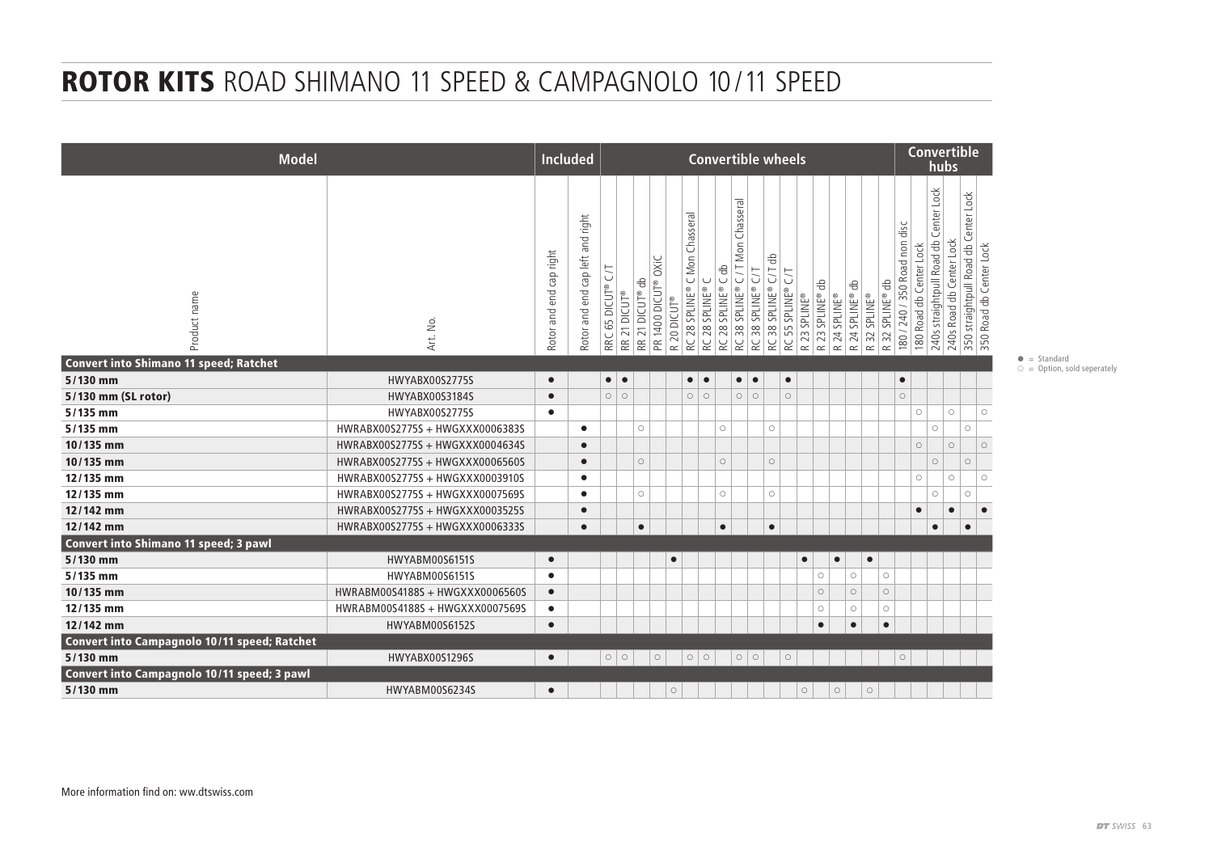# ROTOR KITS ROAD SHIMANO 11 SPEED & CAMPAGNOLO 10/11 SPEED

| Model | | Included | | Convertible wheels | | | | | | | | | | | | | | | | | | Convertible hubs | | | | | |
|---|---|---|---|---|---|---|---|---|---|---|---|---|---|---|---|---|---|---|---|---|---|---|---|---|---|---|---|
| Product name | Art. No. | Rotor and end cap right | Rotor and end cap left and right | RRC 65 DICUT® C/T | RR 21 DICUT® | RR 21 DICUT® db | PR 1400 DICUT® OXiC | R 20 DICUT® | RC 28 SPLINE® C Mon Chasseral | RC 28 SPLINE® C | RC 28 SPLINE® C db | RC 38 SPLINE® C/T Mon Chasseral | RC 38 SPLINE® C/T | RC 38 SPLINE® C/T db | RC 55 SPLINE® C/T | R 23 SPLINE® | R 23 SPLINE® db | R 24 SPLINE® | R 24 SPLINE® db | R 32 SPLINE® | R 32 SPLINE® db | 180 / 240 / 350 Road non disc | 180 Road db Center Lock | 240s straightpull Road db Center Lock | 240s Road db Center Lock | 350 straightpull Road db Center Lock | 350 Road db Center Lock |
| **Convert into Shimano 11 speed; Ratchet** | | | | | | | | | | | | | | | | | | | | | | | | | | | |
| **5/130 mm** | HWYABX00S2775S | ● | | ● | ● | | | | ● | ● | | ● | ● | | ● | | | | | | | ● | | | | | |
| **5/130 mm (SL rotor)** | HWYABX00S3184S | ● | | ○ | ○ | | | | ○ | ○ | | ○ | ○ | | ○ | | | | | | | ○ | | | | | |
| **5/135 mm** | HWYABX00S2775S | ● | | | | | | | | | | | | | | | | | | | | | ○ | | ○ | | ○ |
| **5/135 mm** | HWRABX00S2775S + HWGXXX0006383S | | ● | | | ○ | | | | | ○ | | | ○ | | | | | | | | | | ○ | | ○ | |
| **10/135 mm** | HWRABX00S2775S + HWGXXX0004634S | | ● | | | | | | | | | | | | | | | | | | | | ○ | | ○ | | ○ |
| **10/135 mm** | HWRABX00S2775S + HWGXXX0006560S | | ● | | | ○ | | | | | ○ | | | ○ | | | | | | | | | | ○ | | ○ | |
| **12/135 mm** | HWRABX00S2775S + HWGXXX0003910S | | ● | | | | | | | | | | | | | | | | | | | | ○ | | ○ | | ○ |
| **12/135 mm** | HWRABX00S2775S + HWGXXX0007569S | | ● | | | ○ | | | | | ○ | | | ○ | | | | | | | | | | ○ | | ○ | |
| **12/142 mm** | HWRABX00S2775S + HWGXXX0003525S | | ● | | | | | | | | | | | | | | | | | | | | ● | | ● | | ● |
| **12/142 mm** | HWRABX00S2775S + HWGXXX0006333S | | ● | | | ● | | | | | ● | | | ● | | | | | | | | | | ● | | ● | |
| **Convert into Shimano 11 speed; 3 pawl** | | | | | | | | | | | | | | | | | | | | | | | | | | | |
| **5/130 mm** | HWYABM00S6151S | ● | | | | | | ● | | | | | | | | ● | | ● | | ● | | | | | | | |
| **5/135 mm** | HWYABM00S6151S | ● | | | | | | | | | | | | | | | ○ | | ○ | | ○ | | | | | | |
| **10/135 mm** | HWRABM00S4188S + HWGXXX0006560S | ● | | | | | | | | | | | | | | | ○ | | ○ | | ○ | | | | | | |
| **12/135 mm** | HWRABM00S4188S + HWGXXX0007569S | ● | | | | | | | | | | | | | | | ○ | | ○ | | ○ | | | | | | |
| **12/142 mm** | HWYABM00S6152S | ● | | | | | | | | | | | | | | | ● | | ● | | ● | | | | | | |
| **Convert into Campagnolo 10/11 speed; Ratchet** | | | | | | | | | | | | | | | | | | | | | | | | | | | |
| **5/130 mm** | HWYABX00S1296S | ● | | ○ | ○ | | ○ | | ○ | ○ | | ○ | ○ | | ○ | | | | | | | ○ | | | | | |
| **Convert into Campagnolo 10/11 speed; 3 pawl** | | | | | | | | | | | | | | | | | | | | | | | | | | | |
| **5/130 mm** | HWYABM00S6234S | ● | | | | | | ○ | | | | | | | | ○ | | ○ | | ○ | | | | | | | |

● = Standard
○ = Option, sold seperately

More information find on: www.dtswiss.com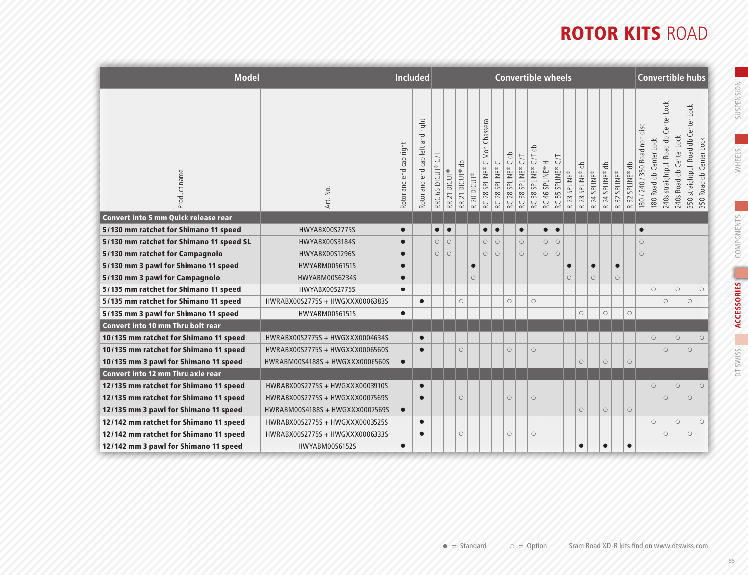# ROTOR KITS ROAD

| Model | | Included | | Convertible wheels | | | | | | | | | | | | | | | | | Convertible hubs | | | | | |
|---|---|---|---|---|---|---|---|---|---|---|---|---|---|---|---|---|---|---|---|---|---|---|---|---|---|---|
| Product name | Art. No. | Rotor and end cap right | Rotor and end cap left and right | RRC 65 DICUT® C/T | RR 21 DICUT® | RR 21 DICUT® db | R 20 DICUT® | RC 28 SPLINE® C Mon Chasseral | RC 28 SPLINE® C | RC 28 SPLINE® C db | RC 38 SPLINE® C/T | RC 38 SPLINE® C/T db | RC 46 SPLINE® H | RC 55 SPLINE® C/T | R 23 SPLINE® | R 23 SPLINE® db | R 24 SPLINE® | R 24 SPLINE® db | R 32 SPLINE® | R 32 SPLINE® db | 180 / 240 / 350 Road non disc | 180 Road db Center Lock | 240s straightpull Road db Center Lock | 240s Road db Center Lock | 350 straightpull Road db Center Lock | 350 Road db Center Lock |
| **Convert into 5 mm Quick release rear** | | | | | | | | | | | | | | | | | | | | | | | | | | |
| **5/130 mm ratchet for Shimano 11 speed** | HWYABX00S2775S | ● | | ● | ● | | | ● | ● | | ● | | ● | ● | | | | | | | ● | | | | | |
| **5/130 mm ratchet for Shimano 11 speed SL** | HWYABX00S3184S | ● | | ○ | ○ | | | ○ | ○ | | ○ | | ○ | ○ | | | | | | | ○ | | | | | |
| **5/130 mm ratchet for Campagnolo** | HWYABX00S1296S | ● | | ○ | ○ | | | ○ | ○ | | ○ | | ○ | ○ | | | | | | | ○ | | | | | |
| **5/130 mm 3 pawl for Shimano 11 speed** | HWYABM00S6151S | ● | | | | | ● | | | | | | | | ● | | ● | | ● | | | | | | | |
| **5/130 mm 3 pawl for Campagnolo** | HWYABM00S6234S | ● | | | | | ○ | | | | | | | | ○ | | ○ | | ○ | | | | | | | |
| **5/135 mm ratchet for Shimano 11 speed** | HWYABX00S2775S | ● | | | | | | | | | | | | | | | | | | | | ○ | | ○ | | ○ |
| **5/135 mm ratchet for Shimano 11 speed** | HWRABX00S2775S + HWGXXX0006383S | | ● | | | ○ | | | | ○ | | ○ | | | | | | | | | | | ○ | | ○ | |
| **5/135 mm 3 pawl for Shimano 11 speed** | HWYABM00S6151S | ● | | | | | | | | | | | | | | ○ | | ○ | | ○ | | | | | | |
| **Convert into 10 mm Thru bolt rear** | | | | | | | | | | | | | | | | | | | | | | | | | | |
| **10/135 mm ratchet for Shimano 11 speed** | HWRABX00S2775S + HWGXXX0004634S | | ● | | | | | | | | | | | | | | | | | | | ○ | | ○ | | ○ |
| **10/135 mm ratchet for Shimano 11 speed** | HWRABX00S2775S + HWGXXX0006560S | | ● | | | ○ | | | | ○ | | ○ | | | | | | | | | | | ○ | | ○ | |
| **10/135 mm 3 pawl for Shimano 11 speed** | HWRABM00S4188S + HWGXXX0006560S | ● | | | | | | | | | | | | | | ○ | | ○ | | ○ | | | | | | |
| **Convert into 12 mm Thru axle rear** | | | | | | | | | | | | | | | | | | | | | | | | | | |
| **12/135 mm ratchet for Shimano 11 speed** | HWRABX00S2775S + HWGXXX0003910S | | ● | | | | | | | | | | | | | | | | | | | ○ | | ○ | | ○ |
| **12/135 mm ratchet for Shimano 11 speed** | HWRABX00S2775S + HWGXXX0007569S | | ● | | | ○ | | | | ○ | | ○ | | | | | | | | | | | ○ | | ○ | |
| **12/135 mm 3 pawl for Shimano 11 speed** | HWRABM00S4188S + HWGXXX0007569S | ● | | | | | | | | | | | | | | ○ | | ○ | | ○ | | | | | | |
| **12/142 mm ratchet for Shimano 11 speed** | HWRABX00S2775S + HWGXXX0003525S | | ● | | | | | | | | | | | | | | | | | | | ○ | | ○ | | ○ |
| **12/142 mm ratchet for Shimano 11 speed** | HWRABX00S2775S + HWGXXX0006333S | | ● | | | ○ | | | | ○ | | ○ | | | | | | | | | | | ○ | | ○ | |
| **12/142 mm 3 pawl for Shimano 11 speed** | HWYABM00S6152S | ● | | | | | | | | | | | | | | ● | | ● | | ● | | | | | | |

● = Standard ○ = Option Sram Road XD-R kits find on www.dtswiss.com